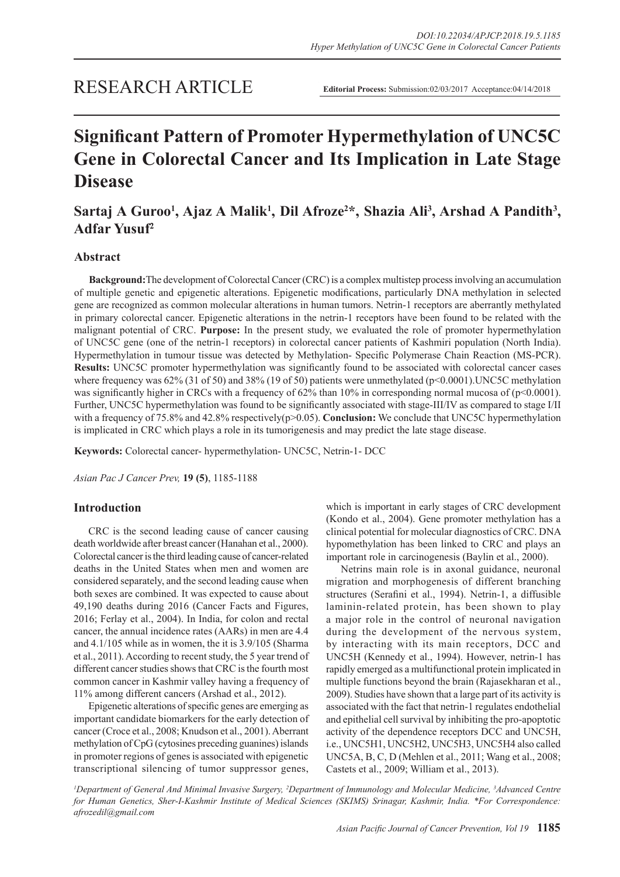RESEARCH ARTICLE

**Editorial Process:** Submission:02/03/2017 Acceptance:04/14/2018

# Significant Pattern of Promoter Hypermethylation of UNC5C Gene in Colorectal Cancer and Its Implication in Late Stage Disease

**Sartaj A Guroo[1], Ajaz A Malik[1], Dil Afroze[2]*, Shazia Ali[3], Arshad A Pandith[3], Adfar Yusuf[2]**

## Abstract

**Background:** The development of Colorectal Cancer (CRC) is a complex multistep process involving an accumulation of multiple genetic and epigenetic alterations. Epigenetic modifications, particularly DNA methylation in selected gene are recognized as common molecular alterations in human tumors. Netrin-1 receptors are aberrantly methylated in primary colorectal cancer. Epigenetic alterations in the netrin-1 receptors have been found to be related with the malignant potential of CRC. **Purpose:** In the present study, we evaluated the role of promoter hypermethylation of UNC5C gene (one of the netrin-1 receptors) in colorectal cancer patients of Kashmiri population (North India). Hypermethylation in tumour tissue was detected by Methylation- Specific Polymerase Chain Reaction (MS-PCR). **Results:** UNC5C promoter hypermethylation was significantly found to be associated with colorectal cancer cases where frequency was 62% (31 of 50) and 38% (19 of 50) patients were unmethylated ($p<0.0001$).UNC5C methylation was significantly higher in CRCs with a frequency of 62% than 10% in corresponding normal mucosa of ($p<0.0001$). Further, UNC5C hypermethylation was found to be significantly associated with stage-III/IV as compared to stage I/II with a frequency of 75.8% and 42.8% respectively($p>0.05$). **Conclusion:** We conclude that UNC5C hypermethylation is implicated in CRC which plays a role in its tumorigenesis and may predict the late stage disease.

**Keywords:** Colorectal cancer- hypermethylation- UNC5C, Netrin-1- DCC

*Asian Pac J Cancer Prev,* **19 (5)**, 1185-1188

## Introduction

CRC is the second leading cause of cancer causing death worldwide after breast cancer (Hanahan et al., 2000). Colorectal cancer is the third leading cause of cancer-related deaths in the United States when men and women are considered separately, and the second leading cause when both sexes are combined. It was expected to cause about 49,190 deaths during 2016 (Cancer Facts and Figures, 2016; Ferlay et al., 2004). In India, for colon and rectal cancer, the annual incidence rates (AARs) in men are 4.4 and 4.1/105 while as in women, the it is 3.9/105 (Sharma et al., 2011). According to recent study, the 5 year trend of different cancer studies shows that CRC is the fourth most common cancer in Kashmir valley having a frequency of 11% among different cancers (Arshad et al., 2012).

Epigenetic alterations of specific genes are emerging as important candidate biomarkers for the early detection of cancer (Croce et al., 2008; Knudson et al., 2001). Aberrant methylation of CpG (cytosines preceding guanines) islands in promoter regions of genes is associated with epigenetic transcriptional silencing of tumor suppressor genes, which is important in early stages of CRC development (Kondo et al., 2004). Gene promoter methylation has a clinical potential for molecular diagnostics of CRC. DNA hypomethylation has been linked to CRC and plays an important role in carcinogenesis (Baylin et al., 2000).

Netrins main role is in axonal guidance, neuronal migration and morphogenesis of different branching structures (Serafini et al., 1994). Netrin-1, a diffusible laminin-related protein, has been shown to play a major role in the control of neuronal navigation during the development of the nervous system, by interacting with its main receptors, DCC and UNC5H (Kennedy et al., 1994). However, netrin-1 has rapidly emerged as a multifunctional protein implicated in multiple functions beyond the brain (Rajasekharan et al., 2009). Studies have shown that a large part of its activity is associated with the fact that netrin-1 regulates endothelial and epithelial cell survival by inhibiting the pro-apoptotic activity of the dependence receptors DCC and UNC5H, i.e., UNC5H1, UNC5H2, UNC5H3, UNC5H4 also called UNC5A, B, C, D (Mehlen et al., 2011; Wang et al., 2008; Castets et al., 2009; William et al., 2013).

*[1]Department of General And Minimal Invasive Surgery, [2]Department of Immunology and Molecular Medicine, [3]Advanced Centre for Human Genetics, Sher-I-Kashmir Institute of Medical Sciences (SKIMS) Srinagar, Kashmir, India. *For Correspondence: afrozedil@gmail.com*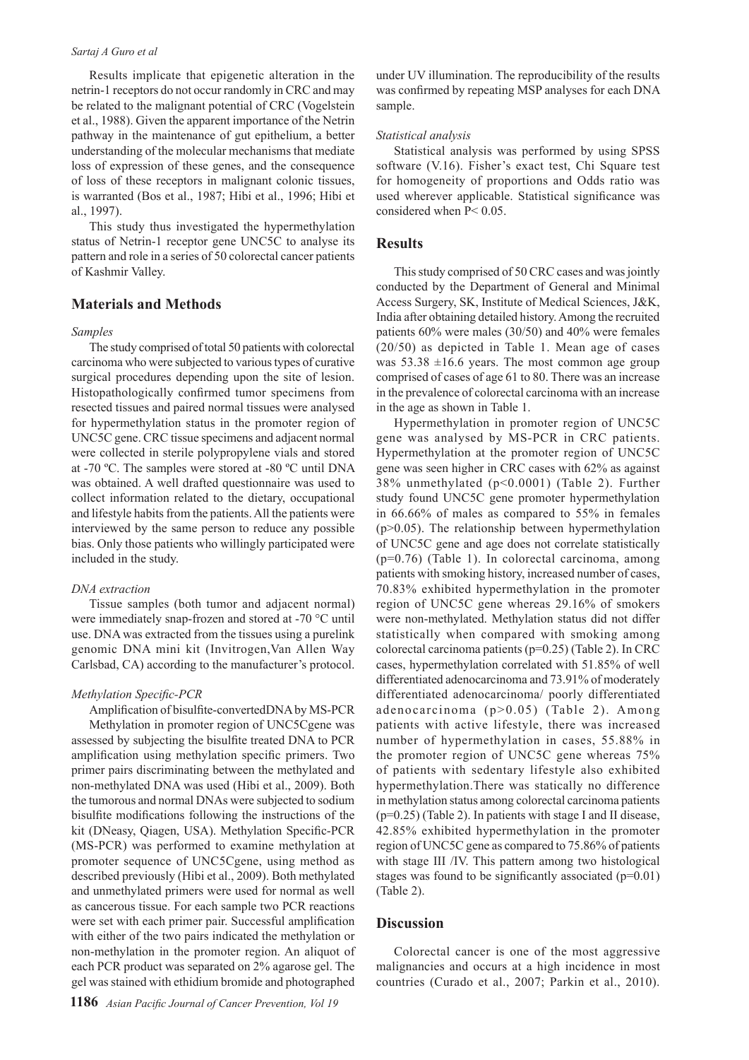Results implicate that epigenetic alteration in the netrin-1 receptors do not occur randomly in CRC and may be related to the malignant potential of CRC (Vogelstein et al., 1988). Given the apparent importance of the Netrin pathway in the maintenance of gut epithelium, a better understanding of the molecular mechanisms that mediate loss of expression of these genes, and the consequence of loss of these receptors in malignant colonic tissues, is warranted (Bos et al., 1987; Hibi et al., 1996; Hibi et al., 1997).

This study thus investigated the hypermethylation status of Netrin-1 receptor gene UNC5C to analyse its pattern and role in a series of 50 colorectal cancer patients of Kashmir Valley.

## Materials and Methods

### *Samples*

The study comprised of total 50 patients with colorectal carcinoma who were subjected to various types of curative surgical procedures depending upon the site of lesion. Histopathologically confirmed tumor specimens from resected tissues and paired normal tissues were analysed for hypermethylation status in the promoter region of UNC5C gene. CRC tissue specimens and adjacent normal were collected in sterile polypropylene vials and stored at -70 ºC. The samples were stored at -80 ºC until DNA was obtained. A well drafted questionnaire was used to collect information related to the dietary, occupational and lifestyle habits from the patients. All the patients were interviewed by the same person to reduce any possible bias. Only those patients who willingly participated were included in the study.

### *DNA extraction*

Tissue samples (both tumor and adjacent normal) were immediately snap-frozen and stored at -70 °C until use. DNA was extracted from the tissues using a purelink genomic DNA mini kit (Invitrogen,Van Allen Way Carlsbad, CA) according to the manufacturer's protocol.

### *Methylation Specific-PCR*

Amplification of bisulfite-convertedDNA by MS-PCR

Methylation in promoter region of UNC5Cgene was assessed by subjecting the bisulfite treated DNA to PCR amplification using methylation specific primers. Two primer pairs discriminating between the methylated and non-methylated DNA was used (Hibi et al., 2009). Both the tumorous and normal DNAs were subjected to sodium bisulfite modifications following the instructions of the kit (DNeasy, Qiagen, USA). Methylation Specific-PCR (MS-PCR) was performed to examine methylation at promoter sequence of UNC5Cgene, using method as described previously (Hibi et al., 2009). Both methylated and unmethylated primers were used for normal as well as cancerous tissue. For each sample two PCR reactions were set with each primer pair. Successful amplification with either of the two pairs indicated the methylation or non-methylation in the promoter region. An aliquot of each PCR product was separated on 2% agarose gel. The gel was stained with ethidium bromide and photographed under UV illumination. The reproducibility of the results was confirmed by repeating MSP analyses for each DNA sample.

### *Statistical analysis*

Statistical analysis was performed by using SPSS software (V.16). Fisher's exact test, Chi Square test for homogeneity of proportions and Odds ratio was used wherever applicable. Statistical significance was considered when $P< 0.05$.

## Results

This study comprised of 50 CRC cases and was jointly conducted by the Department of General and Minimal Access Surgery, SK, Institute of Medical Sciences, J&K, India after obtaining detailed history. Among the recruited patients 60% were males (30/50) and 40% were females (20/50) as depicted in Table 1. Mean age of cases was 53.38 ±16.6 years. The most common age group comprised of cases of age 61 to 80. There was an increase in the prevalence of colorectal carcinoma with an increase in the age as shown in Table 1.

Hypermethylation in promoter region of UNC5C gene was analysed by MS-PCR in CRC patients. Hypermethylation at the promoter region of UNC5C gene was seen higher in CRC cases with 62% as against 38% unmethylated ($p<0.0001$) (Table 2). Further study found UNC5C gene promoter hypermethylation in 66.66% of males as compared to 55% in females ($p>0.05$). The relationship between hypermethylation of UNC5C gene and age does not correlate statistically ($p=0.76$) (Table 1). In colorectal carcinoma, among patients with smoking history, increased number of cases, 70.83% exhibited hypermethylation in the promoter region of UNC5C gene whereas 29.16% of smokers were non-methylated. Methylation status did not differ statistically when compared with smoking among colorectal carcinoma patients ($p=0.25$) (Table 2). In CRC cases, hypermethylation correlated with 51.85% of well differentiated adenocarcinoma and 73.91% of moderately differentiated adenocarcinoma/ poorly differentiated adenocarcinoma ($p>0.05$) (Table 2). Among patients with active lifestyle, there was increased number of hypermethylation in cases, 55.88% in the promoter region of UNC5C gene whereas 75% of patients with sedentary lifestyle also exhibited hypermethylation.There was statically no difference in methylation status among colorectal carcinoma patients ($p=0.25$) (Table 2). In patients with stage I and II disease, 42.85% exhibited hypermethylation in the promoter region of UNC5C gene as compared to 75.86% of patients with stage III /IV. This pattern among two histological stages was found to be significantly associated ($p=0.01$) (Table 2).

## Discussion

Colorectal cancer is one of the most aggressive malignancies and occurs at a high incidence in most countries (Curado et al., 2007; Parkin et al., 2010).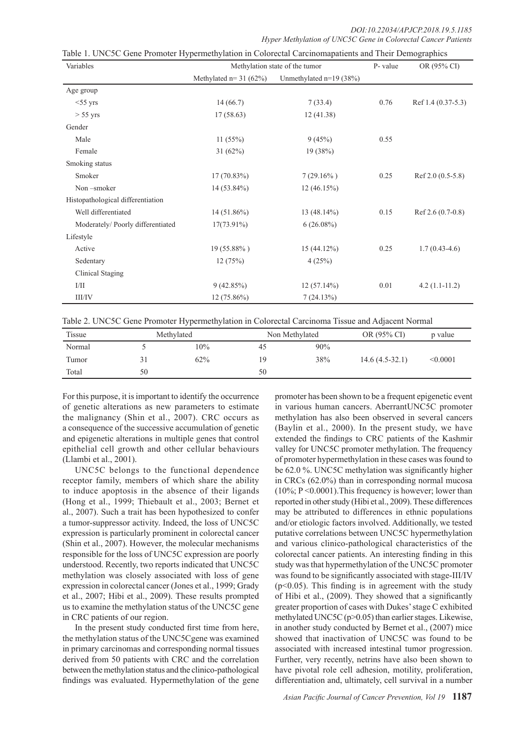Table 1. UNC5C Gene Promoter Hypermethylation in Colorectal Carcinomapatients and Their Demographics

| Variables | Methylation state of the tumor | | P- value | OR (95% CI) |
|---|---|---|---|---|
| | Methylated n= 31 (62%) | Unmethylated n=19 (38%) | | |
| Age group | | | | |
| <55 yrs | 14 (66.7) | 7 (33.4) | 0.76 | Ref 1.4 (0.37-5.3) |
| > 55 yrs | 17 (58.63) | 12 (41.38) | | |
| Gender | | | | |
| Male | 11 (55%) | 9 (45%) | 0.55 | |
| Female | 31 (62%) | 19 (38%) | | |
| Smoking status | | | | |
| Smoker | 17 (70.83%) | 7 (29.16% ) | 0.25 | Ref 2.0 (0.5-5.8) |
| Non –smoker | 14 (53.84%) | 12 (46.15%) | | |
| Histopathological differentiation | | | | |
| Well differentiated | 14 (51.86%) | 13 (48.14%) | 0.15 | Ref 2.6 (0.7-0.8) |
| Moderately/ Poorly differentiated | 17(73.91%) | 6 (26.08%) | | |
| Lifestyle | | | | |
| Active | 19 (55.88% ) | 15 (44.12%) | 0.25 | 1.7 (0.43-4.6) |
| Sedentary | 12 (75%) | 4 (25%) | | |
| Clinical Staging | | | | |
| I/II | 9 (42.85%) | 12 (57.14%) | 0.01 | 4.2 (1.1-11.2) |
| III/IV | 12 (75.86%) | 7 (24.13%) | | |

Table 2. UNC5C Gene Promoter Hypermethylation in Colorectal Carcinoma Tissue and Adjacent Normal

| Tissue | Methylated | | Non Methylated | | OR (95% CI) | p value |
|---|---|---|---|---|---|---|
| Normal | 5 | 10% | 45 | 90% | | |
| Tumor | 31 | 62% | 19 | 38% | 14.6 (4.5-32.1) | <0.0001 |
| Total | 50 | | 50 | | | |

For this purpose, it is important to identify the occurrence of genetic alterations as new parameters to estimate the malignancy (Shin et al., 2007). CRC occurs as a consequence of the successive accumulation of genetic and epigenetic alterations in multiple genes that control epithelial cell growth and other cellular behaviours (Llambi et al., 2001).

UNC5C belongs to the functional dependence receptor family, members of which share the ability to induce apoptosis in the absence of their ligands (Hong et al., 1999; Thiebault et al., 2003; Bernet et al., 2007). Such a trait has been hypothesized to confer a tumor-suppressor activity. Indeed, the loss of UNC5C expression is particularly prominent in colorectal cancer (Shin et al., 2007). However, the molecular mechanisms responsible for the loss of UNC5C expression are poorly understood. Recently, two reports indicated that UNC5C methylation was closely associated with loss of gene expression in colorectal cancer (Jones et al., 1999; Grady et al., 2007; Hibi et al., 2009). These results prompted us to examine the methylation status of the UNC5C gene in CRC patients of our region.

In the present study conducted first time from here, the methylation status of the UNC5Cgene was examined in primary carcinomas and corresponding normal tissues derived from 50 patients with CRC and the correlation between the methylation status and the clinico-pathological findings was evaluated. Hypermethylation of the gene promoter has been shown to be a frequent epigenetic event in various human cancers. AberrantUNC5C promoter methylation has also been observed in several cancers (Baylin et al., 2000). In the present study, we have extended the findings to CRC patients of the Kashmir valley for UNC5C promoter methylation. The frequency of promoter hypermethylation in these cases was found to be 62.0 %. UNC5C methylation was significantly higher in CRCs (62.0%) than in corresponding normal mucosa (10%; $P < 0.0001$).This frequency is however; lower than reported in other study (Hibi et al., 2009). These differences may be attributed to differences in ethnic populations and/or etiologic factors involved. Additionally, we tested putative correlations between UNC5C hypermethylation and various clinico-pathological characteristics of the colorectal cancer patients. An interesting finding in this study was that hypermethylation of the UNC5C promoter was found to be significantly associated with stage-III/IV ($p<0.05$). This finding is in agreement with the study of Hibi et al., (2009). They showed that a significantly greater proportion of cases with Dukes' stage C exhibited methylated UNC5C ($p>0.05$) than earlier stages. Likewise, in another study conducted by Bernet et al., (2007) mice showed that inactivation of UNC5C was found to be associated with increased intestinal tumor progression. Further, very recently, netrins have also been shown to have pivotal role cell adhesion, motility, proliferation, differentiation and, ultimately, cell survival in a number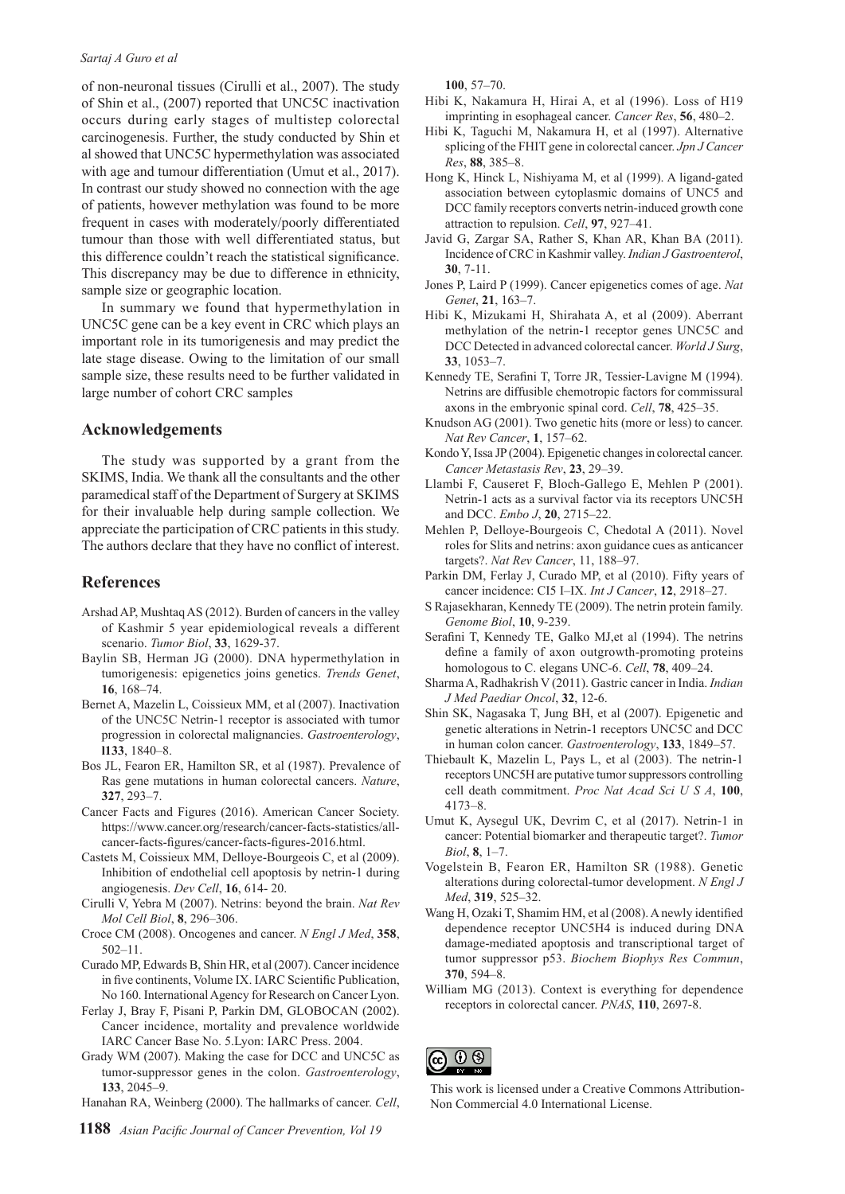of non-neuronal tissues (Cirulli et al., 2007). The study of Shin et al., (2007) reported that UNC5C inactivation occurs during early stages of multistep colorectal carcinogenesis. Further, the study conducted by Shin et al showed that UNC5C hypermethylation was associated with age and tumour differentiation (Umut et al., 2017). In contrast our study showed no connection with the age of patients, however methylation was found to be more frequent in cases with moderately/poorly differentiated tumour than those with well differentiated status, but this difference couldn't reach the statistical significance. This discrepancy may be due to difference in ethnicity, sample size or geographic location.

In summary we found that hypermethylation in UNC5C gene can be a key event in CRC which plays an important role in its tumorigenesis and may predict the late stage disease. Owing to the limitation of our small sample size, these results need to be further validated in large number of cohort CRC samples

## Acknowledgements

The study was supported by a grant from the SKIMS, India. We thank all the consultants and the other paramedical staff of the Department of Surgery at SKIMS for their invaluable help during sample collection. We appreciate the participation of CRC patients in this study. The authors declare that they have no conflict of interest.

## References

Arshad AP, Mushtaq AS (2012). Burden of cancers in the valley of Kashmir 5 year epidemiological reveals a different scenario. *Tumor Biol*, **33**, 1629-37.

Baylin SB, Herman JG (2000). DNA hypermethylation in tumorigenesis: epigenetics joins genetics. *Trends Genet*, **16**, 168–74.

Bernet A, Mazelin L, Coissieux MM, et al (2007). Inactivation of the UNC5C Netrin-1 receptor is associated with tumor progression in colorectal malignancies. *Gastroenterology*, **l133**, 1840–8.

Bos JL, Fearon ER, Hamilton SR, et al (1987). Prevalence of Ras gene mutations in human colorectal cancers. *Nature*, **327**, 293–7.

Cancer Facts and Figures (2016). American Cancer Society. https://www.cancer.org/research/cancer-facts-statistics/all-cancer-facts-figures/cancer-facts-figures-2016.html.

Castets M, Coissieux MM, Delloye-Bourgeois C, et al (2009). Inhibition of endothelial cell apoptosis by netrin-1 during angiogenesis. *Dev Cell*, **16**, 614- 20.

Cirulli V, Yebra M (2007). Netrins: beyond the brain. *Nat Rev Mol Cell Biol*, **8**, 296–306.

Croce CM (2008). Oncogenes and cancer. *N Engl J Med*, **358**, 502–11.

Curado MP, Edwards B, Shin HR, et al (2007). Cancer incidence in five continents, Volume IX. IARC Scientific Publication, No 160. International Agency for Research on Cancer Lyon.

Ferlay J, Bray F, Pisani P, Parkin DM, GLOBOCAN (2002). Cancer incidence, mortality and prevalence worldwide IARC Cancer Base No. 5.Lyon: IARC Press. 2004.

Grady WM (2007). Making the case for DCC and UNC5C as tumor-suppressor genes in the colon. *Gastroenterology*, **133**, 2045–9.

Hanahan RA, Weinberg (2000). The hallmarks of cancer. *Cell*, **100**, 57–70.

Hibi K, Nakamura H, Hirai A, et al (1996). Loss of H19 imprinting in esophageal cancer. *Cancer Res*, **56**, 480–2.

Hibi K, Taguchi M, Nakamura H, et al (1997). Alternative splicing of the FHIT gene in colorectal cancer. *Jpn J Cancer Res*, **88**, 385–8.

Hong K, Hinck L, Nishiyama M, et al (1999). A ligand-gated association between cytoplasmic domains of UNC5 and DCC family receptors converts netrin-induced growth cone attraction to repulsion. *Cell*, **97**, 927–41.

Javid G, Zargar SA, Rather S, Khan AR, Khan BA (2011). Incidence of CRC in Kashmir valley. *Indian J Gastroenterol*, **30**, 7-11.

Jones P, Laird P (1999). Cancer epigenetics comes of age. *Nat Genet*, **21**, 163–7.

Hibi K, Mizukami H, Shirahata A, et al (2009). Aberrant methylation of the netrin-1 receptor genes UNC5C and DCC Detected in advanced colorectal cancer. *World J Surg*, **33**, 1053–7.

Kennedy TE, Serafini T, Torre JR, Tessier-Lavigne M (1994). Netrins are diffusible chemotropic factors for commissural axons in the embryonic spinal cord. *Cell*, **78**, 425–35.

Knudson AG (2001). Two genetic hits (more or less) to cancer. *Nat Rev Cancer*, **1**, 157–62.

Kondo Y, Issa JP (2004). Epigenetic changes in colorectal cancer. *Cancer Metastasis Rev*, **23**, 29–39.

Llambi F, Causeret F, Bloch-Gallego E, Mehlen P (2001). Netrin-1 acts as a survival factor via its receptors UNC5H and DCC. *Embo J*, **20**, 2715–22.

Mehlen P, Delloye-Bourgeois C, Chedotal A (2011). Novel roles for Slits and netrins: axon guidance cues as anticancer targets?. *Nat Rev Cancer*, 11, 188–97.

Parkin DM, Ferlay J, Curado MP, et al (2010). Fifty years of cancer incidence: CI5 I–IX. *Int J Cancer*, **12**, 2918–27.

S Rajasekharan, Kennedy TE (2009). The netrin protein family. *Genome Biol*, **10**, 9-239.

Serafini T, Kennedy TE, Galko MJ,et al (1994). The netrins define a family of axon outgrowth-promoting proteins homologous to C. elegans UNC-6. *Cell*, **78**, 409–24.

Sharma A, Radhakrish V (2011). Gastric cancer in India. *Indian J Med Paediar Oncol*, **32**, 12-6.

Shin SK, Nagasaka T, Jung BH, et al (2007). Epigenetic and genetic alterations in Netrin-1 receptors UNC5C and DCC in human colon cancer. *Gastroenterology*, **133**, 1849–57.

Thiebault K, Mazelin L, Pays L, et al (2003). The netrin-1 receptors UNC5H are putative tumor suppressors controlling cell death commitment. *Proc Nat Acad Sci U S A*, **100**, 4173–8.

Umut K, Aysegul UK, Devrim C, et al (2017). Netrin-1 in cancer: Potential biomarker and therapeutic target?. *Tumor Biol*, **8**, 1–7.

Vogelstein B, Fearon ER, Hamilton SR (1988). Genetic alterations during colorectal-tumor development. *N Engl J Med*, **319**, 525–32.

Wang H, Ozaki T, Shamim HM, et al (2008). A newly identified dependence receptor UNC5H4 is induced during DNA damage-mediated apoptosis and transcriptional target of tumor suppressor p53. *Biochem Biophys Res Commun*, **370**, 594–8.

William MG (2013). Context is everything for dependence receptors in colorectal cancer. *PNAS*, **110**, 2697-8.

This work is licensed under a Creative Commons Attribution-Non Commercial 4.0 International License.